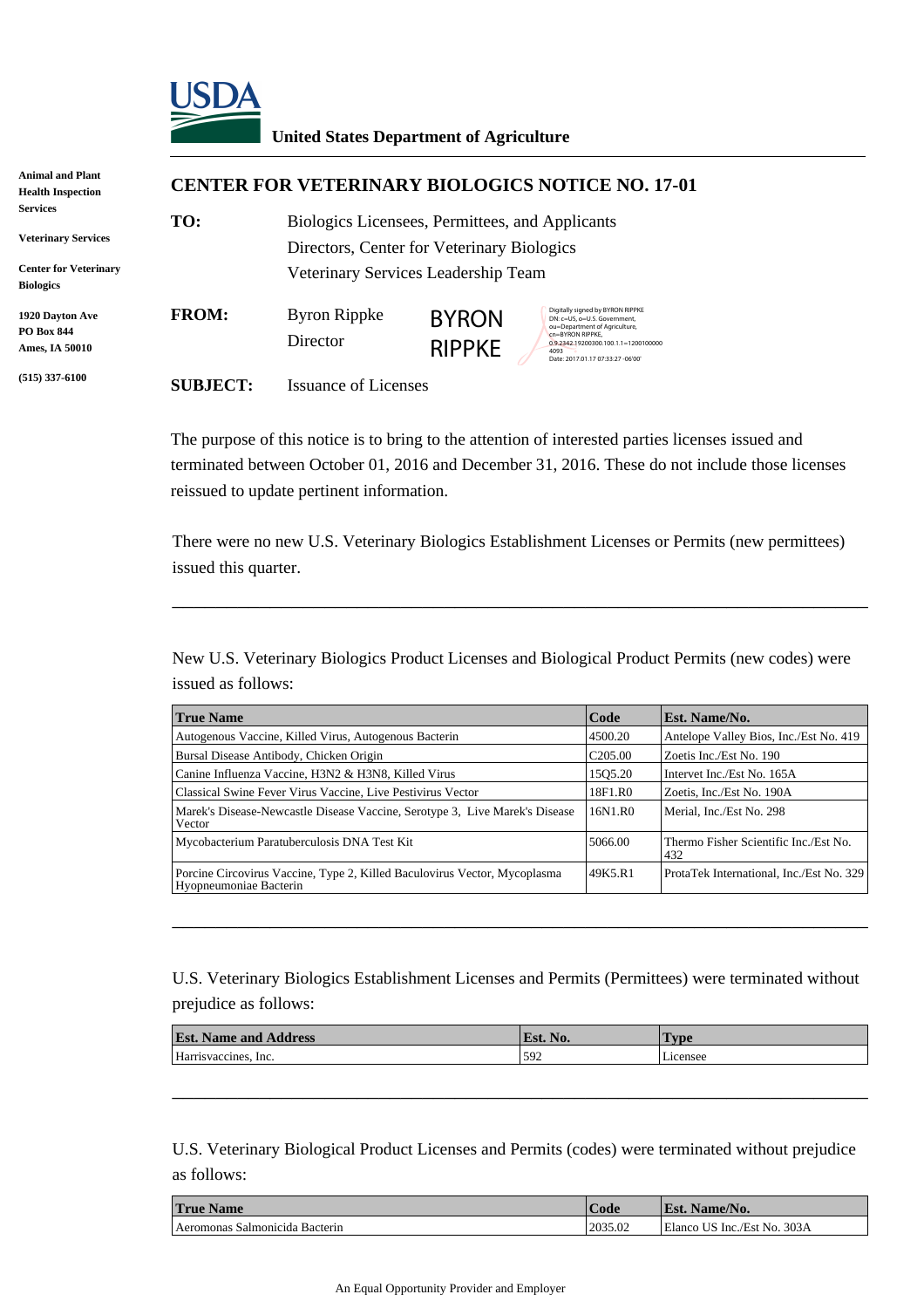**USDA**

**United States Department of Agriculture**

**Animal and Plant Health Inspection Services**

**Veterinary Services**

**Center for Veterinary Biologics**

**1920 Dayton Ave**
**PO Box 844**
**Ames, IA 50010**

**(515) 337-6100**

## CENTER FOR VETERINARY BIOLOGICS NOTICE NO. 17-01

**TO:** Biologics Licensees, Permittees, and Applicants
Directors, Center for Veterinary Biologics
Veterinary Services Leadership Team

**FROM:** Byron Rippke
Director

BYRON RIPPKE

Digitally signed by BYRON RIPPKE
DN: c=US, o=U.S. Government, ou=Department of Agriculture, cn=BYRON RIPPKE, 0.9.2342.19200300.100.1.1=12001000004093
Date: 2017.01.17 07:33:27 -06'00'

**SUBJECT:** Issuance of Licenses

The purpose of this notice is to bring to the attention of interested parties licenses issued and terminated between October 01, 2016 and December 31, 2016. These do not include those licenses reissued to update pertinent information.

There were no new U.S. Veterinary Biologics Establishment Licenses or Permits (new permittees) issued this quarter.

---

New U.S. Veterinary Biologics Product Licenses and Biological Product Permits (new codes) were issued as follows:

| True Name | Code | Est. Name/No. |
|---|---|---|
| Autogenous Vaccine, Killed Virus, Autogenous Bacterin | 4500.20 | Antelope Valley Bios, Inc./Est No. 419 |
| Bursal Disease Antibody, Chicken Origin | C205.00 | Zoetis Inc./Est No. 190 |
| Canine Influenza Vaccine, H3N2 & H3N8, Killed Virus | 15Q5.20 | Intervet Inc./Est No. 165A |
| Classical Swine Fever Virus Vaccine, Live Pestivirus Vector | 18F1.R0 | Zoetis, Inc./Est No. 190A |
| Marek's Disease-Newcastle Disease Vaccine, Serotype 3, Live Marek's Disease Vector | 16N1.R0 | Merial, Inc./Est No. 298 |
| Mycobacterium Paratuberculosis DNA Test Kit | 5066.00 | Thermo Fisher Scientific Inc./Est No. 432 |
| Porcine Circovirus Vaccine, Type 2, Killed Baculovirus Vector, Mycoplasma Hyopneumoniae Bacterin | 49K5.R1 | ProtaTek International, Inc./Est No. 329 |

---

U.S. Veterinary Biologics Establishment Licenses and Permits (Permittees) were terminated without prejudice as follows:

| Est. Name and Address | Est. No. | Type |
|---|---|---|
| Harrisvaccines, Inc. | 592 | Licensee |

---

U.S. Veterinary Biological Product Licenses and Permits (codes) were terminated without prejudice as follows:

| True Name | Code | Est. Name/No. |
|---|---|---|
| Aeromonas Salmonicida Bacterin | 2035.02 | Elanco US Inc./Est No. 303A |

An Equal Opportunity Provider and Employer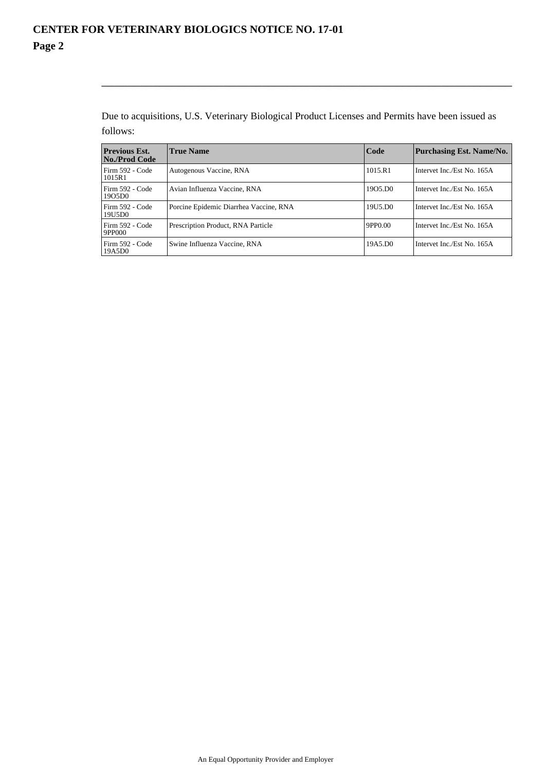Due to acquisitions, U.S. Veterinary Biological Product Licenses and Permits have been issued as follows:

| Previous Est. No./Prod Code | True Name | Code | Purchasing Est. Name/No. |
|---|---|---|---|
| Firm 592 - Code 1015R1 | Autogenous Vaccine, RNA | 1015.R1 | Intervet Inc./Est No. 165A |
| Firm 592 - Code 19O5D0 | Avian Influenza Vaccine, RNA | 19O5.D0 | Intervet Inc./Est No. 165A |
| Firm 592 - Code 19U5D0 | Porcine Epidemic Diarrhea Vaccine, RNA | 19U5.D0 | Intervet Inc./Est No. 165A |
| Firm 592 - Code 9PP000 | Prescription Product, RNA Particle | 9PP0.00 | Intervet Inc./Est No. 165A |
| Firm 592 - Code 19A5D0 | Swine Influenza Vaccine, RNA | 19A5.D0 | Intervet Inc./Est No. 165A |

An Equal Opportunity Provider and Employer